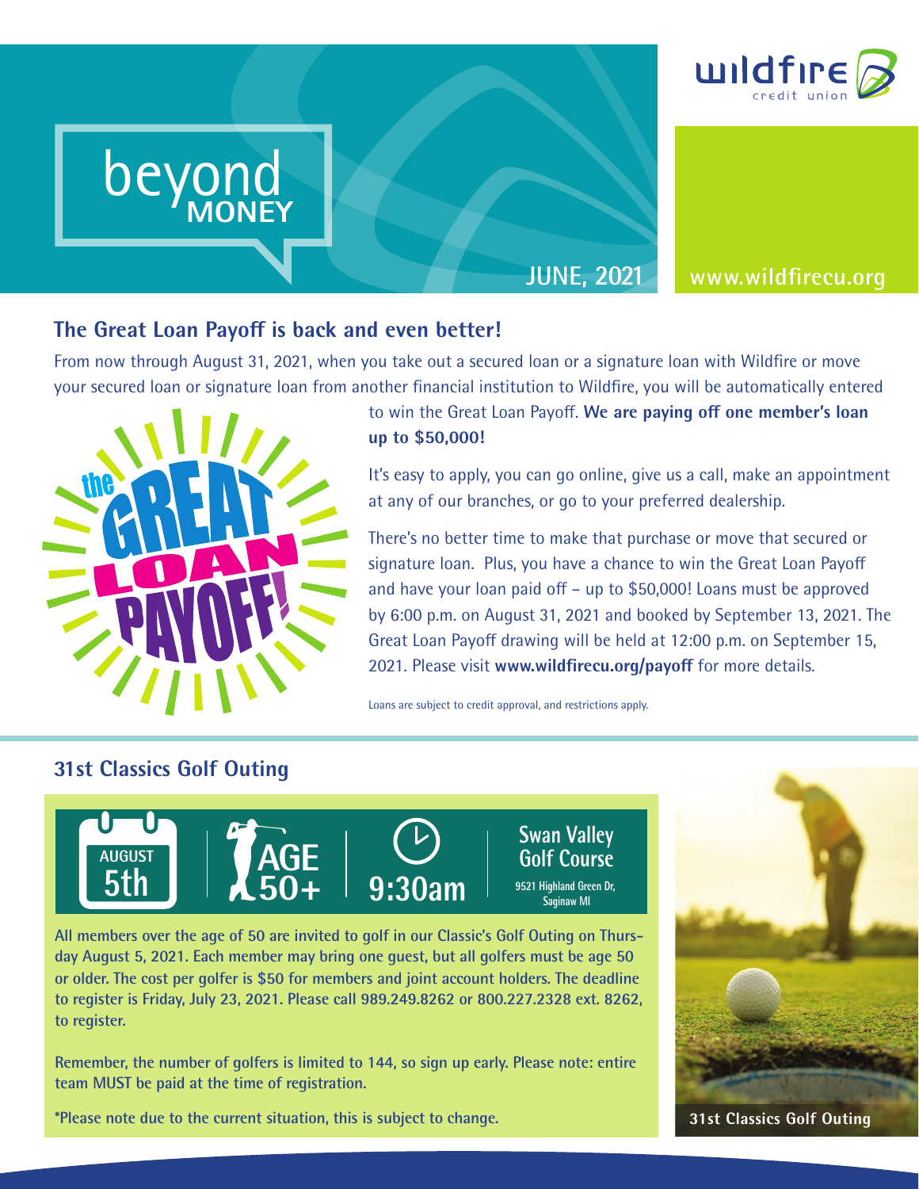wildfire credit union

# beyond MONEY

JUNE, 2021

www.wildfirecu.org

## The Great Loan Payoff is back and even better!

From now through August 31, 2021, when you take out a secured loan or a signature loan with Wildfire or move your secured loan or signature loan from another financial institution to Wildfire, you will be automatically entered to win the Great Loan Payoff. **We are paying off one member's loan up to $50,000!**

It's easy to apply, you can go online, give us a call, make an appointment at any of our branches, or go to your preferred dealership.

There's no better time to make that purchase or move that secured or signature loan. Plus, you have a chance to win the Great Loan Payoff and have your loan paid off – up to $50,000! Loans must be approved by 6:00 p.m. on August 31, 2021 and booked by September 13, 2021. The Great Loan Payoff drawing will be held at 12:00 p.m. on September 15, 2021. Please visit **www.wildfirecu.org/payoff** for more details.

Loans are subject to credit approval, and restrictions apply.

## 31st Classics Golf Outing

AUGUST 5th | AGE 50+ | 9:30am | Swan Valley Golf Course, 9521 Highland Green Dr, Saginaw MI

All members over the age of 50 are invited to golf in our Classic's Golf Outing on Thursday August 5, 2021. Each member may bring one guest, but all golfers must be age 50 or older. The cost per golfer is $50 for members and joint account holders. The deadline to register is Friday, July 23, 2021. Please call 989.249.8262 or 800.227.2328 ext. 8262, to register.

Remember, the number of golfers is limited to 144, so sign up early. Please note: entire team MUST be paid at the time of registration.

*Please note due to the current situation, this is subject to change.

31st Classics Golf Outing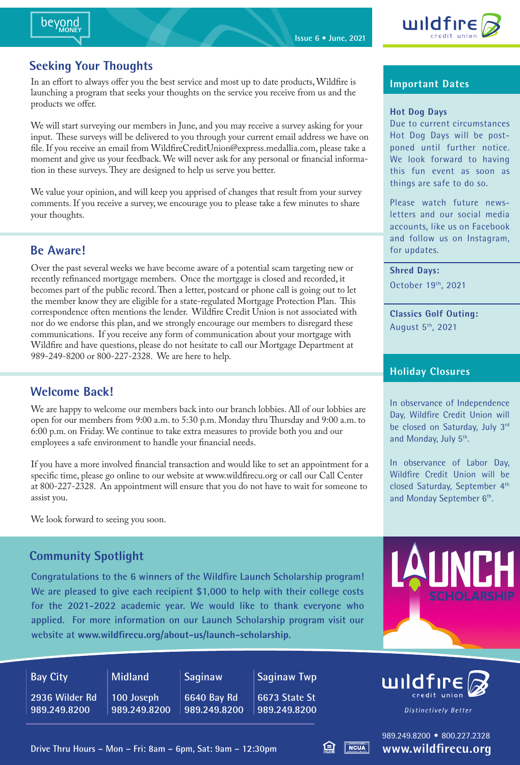beyond MONEY

Issue 6 • June, 2021

wildfire credit union

## Seeking Your Thoughts

In an effort to always offer you the best service and most up to date products, Wildfire is launching a program that seeks your thoughts on the service you receive from us and the products we offer.

We will start surveying our members in June, and you may receive a survey asking for your input. These surveys will be delivered to you through your current email address we have on file. If you receive an email from WildfireCreditUnion@express.medallia.com, please take a moment and give us your feedback. We will never ask for any personal or financial information in these surveys. They are designed to help us serve you better.

We value your opinion, and will keep you apprised of changes that result from your survey comments. If you receive a survey, we encourage you to please take a few minutes to share your thoughts.

## Be Aware!

Over the past several weeks we have become aware of a potential scam targeting new or recently refinanced mortgage members. Once the mortgage is closed and recorded, it becomes part of the public record. Then a letter, postcard or phone call is going out to let the member know they are eligible for a state-regulated Mortgage Protection Plan. This correspondence often mentions the lender. Wildfire Credit Union is not associated with nor do we endorse this plan, and we strongly encourage our members to disregard these communications. If you receive any form of communication about your mortgage with Wildfire and have questions, please do not hesitate to call our Mortgage Department at 989-249-8200 or 800-227-2328. We are here to help.

## Welcome Back!

We are happy to welcome our members back into our branch lobbies. All of our lobbies are open for our members from 9:00 a.m. to 5:30 p.m. Monday thru Thursday and 9:00 a.m. to 6:00 p.m. on Friday. We continue to take extra measures to provide both you and our employees a safe environment to handle your financial needs.

If you have a more involved financial transaction and would like to set an appointment for a specific time, please go online to our website at www.wildfirecu.org or call our Call Center at 800-227-2328. An appointment will ensure that you do not have to wait for someone to assist you.

We look forward to seeing you soon.

## Important Dates

**Hot Dog Days**

Due to current circumstances Hot Dog Days will be postponed until further notice. We look forward to having this fun event as soon as things are safe to do so.

Please watch future newsletters and our social media accounts, like us on Facebook and follow us on Instagram, for updates.

**Shred Days:**
October 19th, 2021

**Classics Golf Outing:**
August 5th, 2021

## Holiday Closures

In observance of Independence Day, Wildfire Credit Union will be closed on Saturday, July 3rd and Monday, July 5th.

In observance of Labor Day, Wildfire Credit Union will be closed Saturday, September 4th and Monday September 6th.

## Community Spotlight

**Congratulations to the 6 winners of the Wildfire Launch Scholarship program! We are pleased to give each recipient $1,000 to help with their college costs for the 2021-2022 academic year. We would like to thank everyone who applied. For more information on our Launch Scholarship program visit our website at www.wildfirecu.org/about-us/launch-scholarship.**

LAUNCH SCHOLARSHIP

| Bay City | Midland | Saginaw | Saginaw Twp |
|---|---|---|---|
| 2936 Wilder Rd | 100 Joseph | 6640 Bay Rd | 6673 State St |
| 989.249.8200 | 989.249.8200 | 989.249.8200 | 989.249.8200 |

Drive Thru Hours – Mon – Fri: 8am – 6pm, Sat: 9am – 12:30pm

wildfire credit union

*Distinctively Better*

989.249.8200 • 800.227.2328

**www.wildfirecu.org**